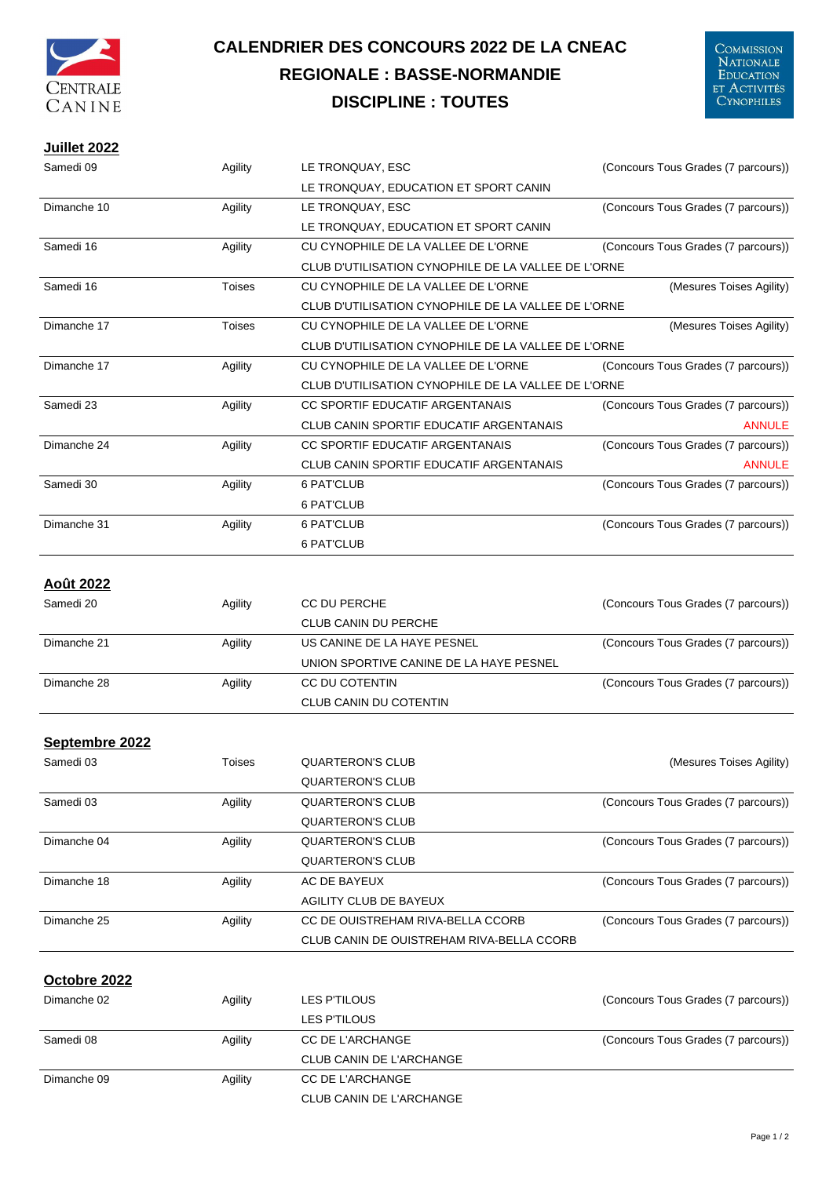# CALENDRIER DES CONCOURS 2022 DE LA CNEAC

## REGIONALE : BASSE-NORMANDIE

## DISCIPLINE : TOUTES

### Juillet 2022

| Date | Discipline | Club | Type |
|---|---|---|---|
| Samedi 09 | Agility | LE TRONQUAY, ESC<br>LE TRONQUAY, EDUCATION ET SPORT CANIN | (Concours Tous Grades (7 parcours)) |
| Dimanche 10 | Agility | LE TRONQUAY, ESC<br>LE TRONQUAY, EDUCATION ET SPORT CANIN | (Concours Tous Grades (7 parcours)) |
| Samedi 16 | Agility | CU CYNOPHILE DE LA VALLEE DE L'ORNE<br>CLUB D'UTILISATION CYNOPHILE DE LA VALLEE DE L'ORNE | (Concours Tous Grades (7 parcours)) |
| Samedi 16 | Toises | CU CYNOPHILE DE LA VALLEE DE L'ORNE<br>CLUB D'UTILISATION CYNOPHILE DE LA VALLEE DE L'ORNE | (Mesures Toises Agility) |
| Dimanche 17 | Toises | CU CYNOPHILE DE LA VALLEE DE L'ORNE<br>CLUB D'UTILISATION CYNOPHILE DE LA VALLEE DE L'ORNE | (Mesures Toises Agility) |
| Dimanche 17 | Agility | CU CYNOPHILE DE LA VALLEE DE L'ORNE<br>CLUB D'UTILISATION CYNOPHILE DE LA VALLEE DE L'ORNE | (Concours Tous Grades (7 parcours)) |
| Samedi 23 | Agility | CC SPORTIF EDUCATIF ARGENTANAIS<br>CLUB CANIN SPORTIF EDUCATIF ARGENTANAIS | (Concours Tous Grades (7 parcours))<br>ANNULE |
| Dimanche 24 | Agility | CC SPORTIF EDUCATIF ARGENTANAIS<br>CLUB CANIN SPORTIF EDUCATIF ARGENTANAIS | (Concours Tous Grades (7 parcours))<br>ANNULE |
| Samedi 30 | Agility | 6 PAT'CLUB<br>6 PAT'CLUB | (Concours Tous Grades (7 parcours)) |
| Dimanche 31 | Agility | 6 PAT'CLUB<br>6 PAT'CLUB | (Concours Tous Grades (7 parcours)) |

### Août 2022

| Date | Discipline | Club | Type |
|---|---|---|---|
| Samedi 20 | Agility | CC DU PERCHE<br>CLUB CANIN DU PERCHE | (Concours Tous Grades (7 parcours)) |
| Dimanche 21 | Agility | US CANINE DE LA HAYE PESNEL<br>UNION SPORTIVE CANINE DE LA HAYE PESNEL | (Concours Tous Grades (7 parcours)) |
| Dimanche 28 | Agility | CC DU COTENTIN<br>CLUB CANIN DU COTENTIN | (Concours Tous Grades (7 parcours)) |

### Septembre 2022

| Date | Discipline | Club | Type |
|---|---|---|---|
| Samedi 03 | Toises | QUARTERON'S CLUB<br>QUARTERON'S CLUB | (Mesures Toises Agility) |
| Samedi 03 | Agility | QUARTERON'S CLUB<br>QUARTERON'S CLUB | (Concours Tous Grades (7 parcours)) |
| Dimanche 04 | Agility | QUARTERON'S CLUB<br>QUARTERON'S CLUB | (Concours Tous Grades (7 parcours)) |
| Dimanche 18 | Agility | AC DE BAYEUX<br>AGILITY CLUB DE BAYEUX | (Concours Tous Grades (7 parcours)) |
| Dimanche 25 | Agility | CC DE OUISTREHAM RIVA-BELLA CCORB<br>CLUB CANIN DE OUISTREHAM RIVA-BELLA CCORB | (Concours Tous Grades (7 parcours)) |

### Octobre 2022

| Date | Discipline | Club | Type |
|---|---|---|---|
| Dimanche 02 | Agility | LES P'TILOUS<br>LES P'TILOUS | (Concours Tous Grades (7 parcours)) |
| Samedi 08 | Agility | CC DE L'ARCHANGE<br>CLUB CANIN DE L'ARCHANGE | (Concours Tous Grades (7 parcours)) |
| Dimanche 09 | Agility | CC DE L'ARCHANGE<br>CLUB CANIN DE L'ARCHANGE | |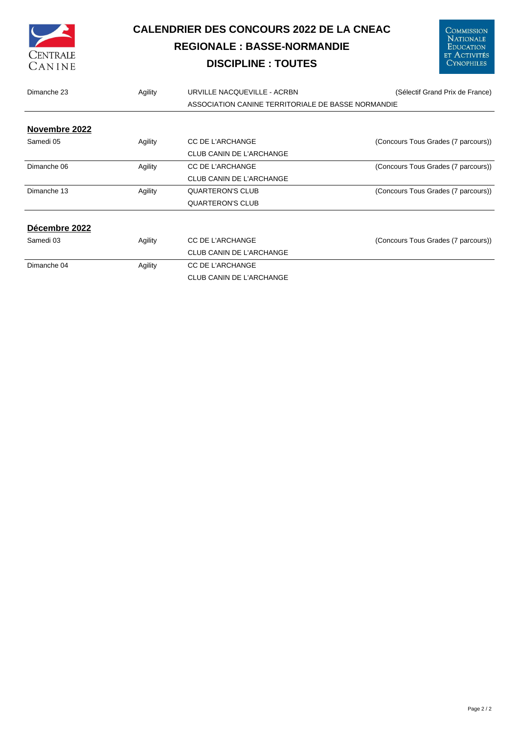# CALENDRIER DES CONCOURS 2022 DE LA CNEAC

## REGIONALE : BASSE-NORMANDIE

## DISCIPLINE : TOUTES

| | | | |
|---|---|---|---|
| Dimanche 23 | Agility | URVILLE NACQUEVILLE - ACRBN<br>ASSOCIATION CANINE TERRITORIALE DE BASSE NORMANDIE | (Sélectif Grand Prix de France) |

### Novembre 2022

| | | | |
|---|---|---|---|
| Samedi 05 | Agility | CC DE L'ARCHANGE<br>CLUB CANIN DE L'ARCHANGE | (Concours Tous Grades (7 parcours)) |
| Dimanche 06 | Agility | CC DE L'ARCHANGE<br>CLUB CANIN DE L'ARCHANGE | (Concours Tous Grades (7 parcours)) |
| Dimanche 13 | Agility | QUARTERON'S CLUB<br>QUARTERON'S CLUB | (Concours Tous Grades (7 parcours)) |

### Décembre 2022

| | | | |
|---|---|---|---|
| Samedi 03 | Agility | CC DE L'ARCHANGE<br>CLUB CANIN DE L'ARCHANGE | (Concours Tous Grades (7 parcours)) |
| Dimanche 04 | Agility | CC DE L'ARCHANGE<br>CLUB CANIN DE L'ARCHANGE | |